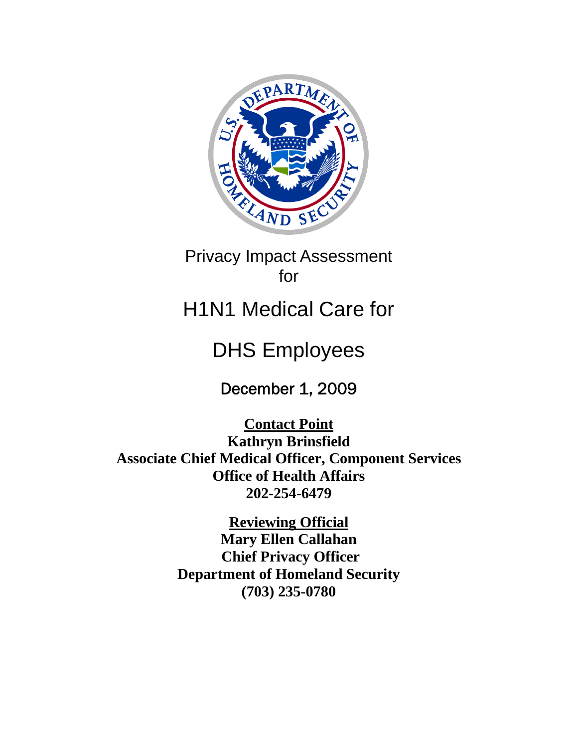# Privacy Impact Assessment for

# H1N1 Medical Care for DHS Employees

December 1, 2009

**Contact Point**
**Kathryn Brinsfield**
**Associate Chief Medical Officer, Component Services**
**Office of Health Affairs**
**202-254-6479**

**Reviewing Official**
**Mary Ellen Callahan**
**Chief Privacy Officer**
**Department of Homeland Security**
**(703) 235-0780**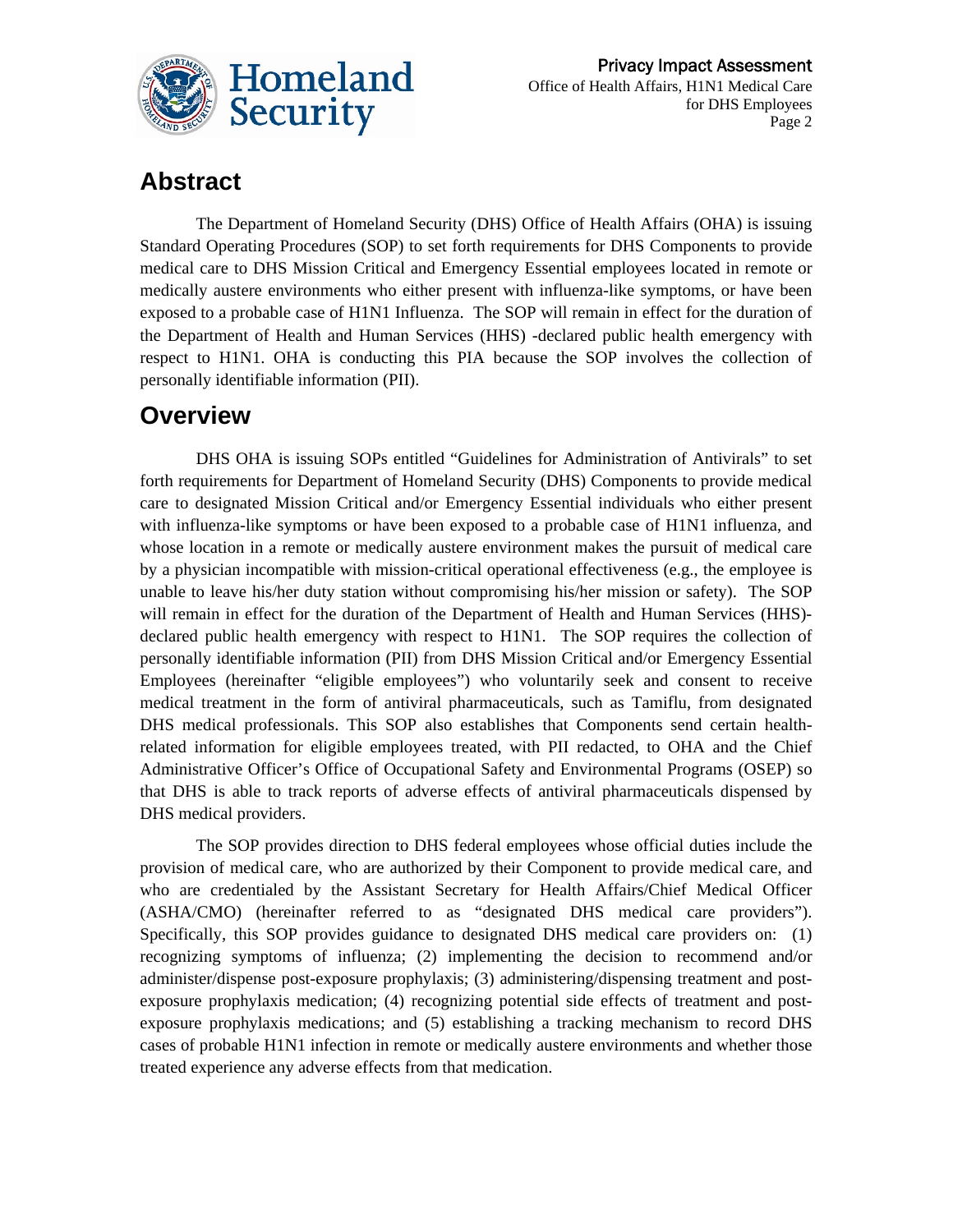## Abstract

The Department of Homeland Security (DHS) Office of Health Affairs (OHA) is issuing Standard Operating Procedures (SOP) to set forth requirements for DHS Components to provide medical care to DHS Mission Critical and Emergency Essential employees located in remote or medically austere environments who either present with influenza-like symptoms, or have been exposed to a probable case of H1N1 Influenza. The SOP will remain in effect for the duration of the Department of Health and Human Services (HHS) -declared public health emergency with respect to H1N1. OHA is conducting this PIA because the SOP involves the collection of personally identifiable information (PII).

## Overview

DHS OHA is issuing SOPs entitled "Guidelines for Administration of Antivirals" to set forth requirements for Department of Homeland Security (DHS) Components to provide medical care to designated Mission Critical and/or Emergency Essential individuals who either present with influenza-like symptoms or have been exposed to a probable case of H1N1 influenza, and whose location in a remote or medically austere environment makes the pursuit of medical care by a physician incompatible with mission-critical operational effectiveness (e.g., the employee is unable to leave his/her duty station without compromising his/her mission or safety). The SOP will remain in effect for the duration of the Department of Health and Human Services (HHS)-declared public health emergency with respect to H1N1. The SOP requires the collection of personally identifiable information (PII) from DHS Mission Critical and/or Emergency Essential Employees (hereinafter "eligible employees") who voluntarily seek and consent to receive medical treatment in the form of antiviral pharmaceuticals, such as Tamiflu, from designated DHS medical professionals. This SOP also establishes that Components send certain health-related information for eligible employees treated, with PII redacted, to OHA and the Chief Administrative Officer's Office of Occupational Safety and Environmental Programs (OSEP) so that DHS is able to track reports of adverse effects of antiviral pharmaceuticals dispensed by DHS medical providers.

The SOP provides direction to DHS federal employees whose official duties include the provision of medical care, who are authorized by their Component to provide medical care, and who are credentialed by the Assistant Secretary for Health Affairs/Chief Medical Officer (ASHA/CMO) (hereinafter referred to as "designated DHS medical care providers"). Specifically, this SOP provides guidance to designated DHS medical care providers on: (1) recognizing symptoms of influenza; (2) implementing the decision to recommend and/or administer/dispense post-exposure prophylaxis; (3) administering/dispensing treatment and post-exposure prophylaxis medication; (4) recognizing potential side effects of treatment and post-exposure prophylaxis medications; and (5) establishing a tracking mechanism to record DHS cases of probable H1N1 infection in remote or medically austere environments and whether those treated experience any adverse effects from that medication.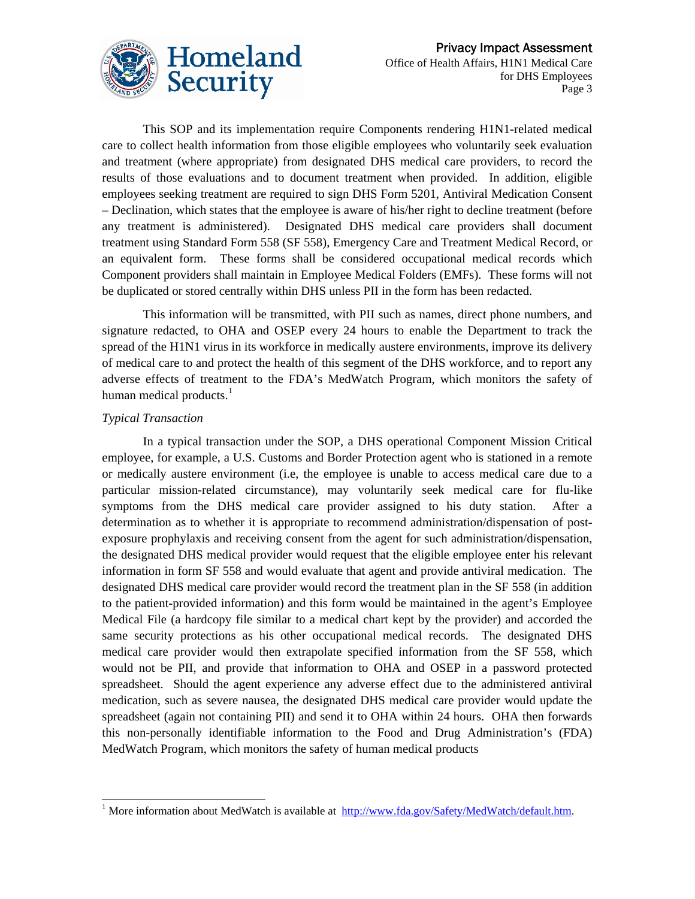This SOP and its implementation require Components rendering H1N1-related medical care to collect health information from those eligible employees who voluntarily seek evaluation and treatment (where appropriate) from designated DHS medical care providers, to record the results of those evaluations and to document treatment when provided. In addition, eligible employees seeking treatment are required to sign DHS Form 5201, Antiviral Medication Consent – Declination, which states that the employee is aware of his/her right to decline treatment (before any treatment is administered). Designated DHS medical care providers shall document treatment using Standard Form 558 (SF 558), Emergency Care and Treatment Medical Record, or an equivalent form. These forms shall be considered occupational medical records which Component providers shall maintain in Employee Medical Folders (EMFs). These forms will not be duplicated or stored centrally within DHS unless PII in the form has been redacted.

This information will be transmitted, with PII such as names, direct phone numbers, and signature redacted, to OHA and OSEP every 24 hours to enable the Department to track the spread of the H1N1 virus in its workforce in medically austere environments, improve its delivery of medical care to and protect the health of this segment of the DHS workforce, and to report any adverse effects of treatment to the FDA's MedWatch Program, which monitors the safety of human medical products.[1]

*Typical Transaction*

In a typical transaction under the SOP, a DHS operational Component Mission Critical employee, for example, a U.S. Customs and Border Protection agent who is stationed in a remote or medically austere environment (i.e, the employee is unable to access medical care due to a particular mission-related circumstance), may voluntarily seek medical care for flu-like symptoms from the DHS medical care provider assigned to his duty station. After a determination as to whether it is appropriate to recommend administration/dispensation of post-exposure prophylaxis and receiving consent from the agent for such administration/dispensation, the designated DHS medical provider would request that the eligible employee enter his relevant information in form SF 558 and would evaluate that agent and provide antiviral medication. The designated DHS medical care provider would record the treatment plan in the SF 558 (in addition to the patient-provided information) and this form would be maintained in the agent's Employee Medical File (a hardcopy file similar to a medical chart kept by the provider) and accorded the same security protections as his other occupational medical records. The designated DHS medical care provider would then extrapolate specified information from the SF 558, which would not be PII, and provide that information to OHA and OSEP in a password protected spreadsheet. Should the agent experience any adverse effect due to the administered antiviral medication, such as severe nausea, the designated DHS medical care provider would update the spreadsheet (again not containing PII) and send it to OHA within 24 hours. OHA then forwards this non-personally identifiable information to the Food and Drug Administration's (FDA) MedWatch Program, which monitors the safety of human medical products

---

[1] More information about MedWatch is available at http://www.fda.gov/Safety/MedWatch/default.htm.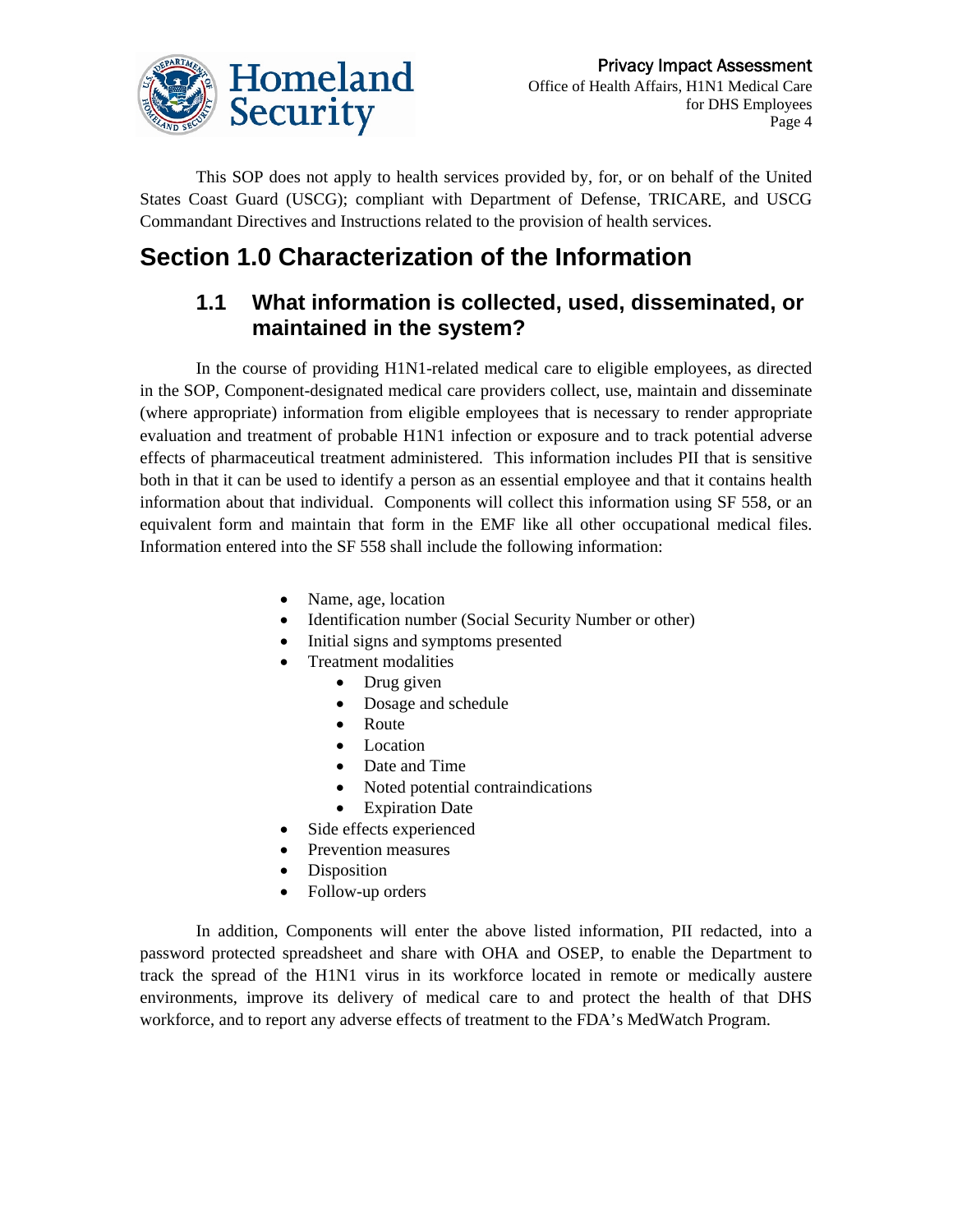This SOP does not apply to health services provided by, for, or on behalf of the United States Coast Guard (USCG); compliant with Department of Defense, TRICARE, and USCG Commandant Directives and Instructions related to the provision of health services.

# Section 1.0 Characterization of the Information

## 1.1 What information is collected, used, disseminated, or maintained in the system?

In the course of providing H1N1-related medical care to eligible employees, as directed in the SOP, Component-designated medical care providers collect, use, maintain and disseminate (where appropriate) information from eligible employees that is necessary to render appropriate evaluation and treatment of probable H1N1 infection or exposure and to track potential adverse effects of pharmaceutical treatment administered. This information includes PII that is sensitive both in that it can be used to identify a person as an essential employee and that it contains health information about that individual. Components will collect this information using SF 558, or an equivalent form and maintain that form in the EMF like all other occupational medical files. Information entered into the SF 558 shall include the following information:

- Name, age, location
- Identification number (Social Security Number or other)
- Initial signs and symptoms presented
- Treatment modalities
    - Drug given
    - Dosage and schedule
    - Route
    - Location
    - Date and Time
    - Noted potential contraindications
    - Expiration Date
- Side effects experienced
- Prevention measures
- Disposition
- Follow-up orders

In addition, Components will enter the above listed information, PII redacted, into a password protected spreadsheet and share with OHA and OSEP, to enable the Department to track the spread of the H1N1 virus in its workforce located in remote or medically austere environments, improve its delivery of medical care to and protect the health of that DHS workforce, and to report any adverse effects of treatment to the FDA's MedWatch Program.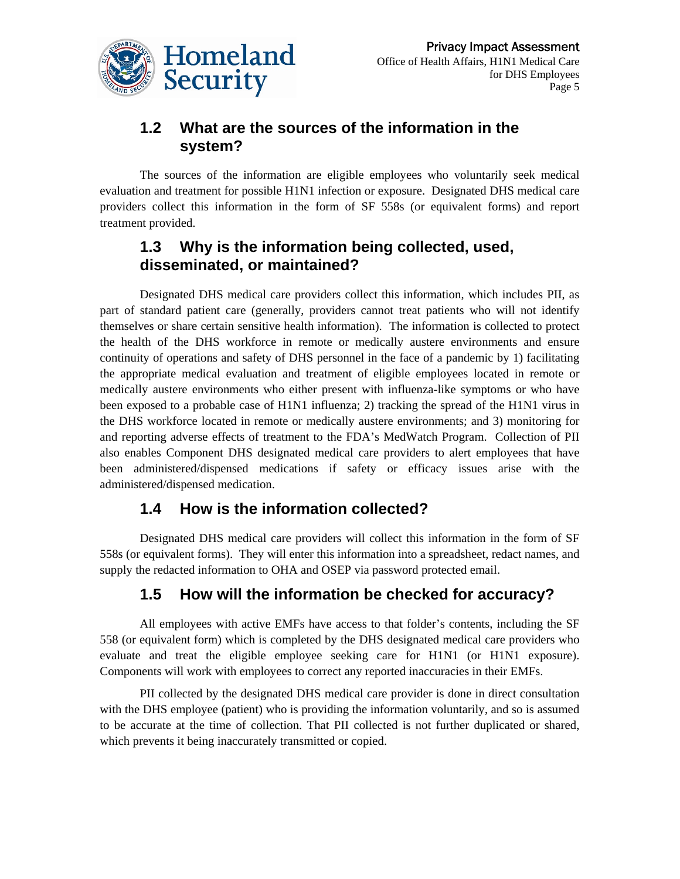## 1.2 What are the sources of the information in the system?

The sources of the information are eligible employees who voluntarily seek medical evaluation and treatment for possible H1N1 infection or exposure. Designated DHS medical care providers collect this information in the form of SF 558s (or equivalent forms) and report treatment provided.

## 1.3 Why is the information being collected, used, disseminated, or maintained?

Designated DHS medical care providers collect this information, which includes PII, as part of standard patient care (generally, providers cannot treat patients who will not identify themselves or share certain sensitive health information). The information is collected to protect the health of the DHS workforce in remote or medically austere environments and ensure continuity of operations and safety of DHS personnel in the face of a pandemic by 1) facilitating the appropriate medical evaluation and treatment of eligible employees located in remote or medically austere environments who either present with influenza-like symptoms or who have been exposed to a probable case of H1N1 influenza; 2) tracking the spread of the H1N1 virus in the DHS workforce located in remote or medically austere environments; and 3) monitoring for and reporting adverse effects of treatment to the FDA's MedWatch Program. Collection of PII also enables Component DHS designated medical care providers to alert employees that have been administered/dispensed medications if safety or efficacy issues arise with the administered/dispensed medication.

## 1.4 How is the information collected?

Designated DHS medical care providers will collect this information in the form of SF 558s (or equivalent forms). They will enter this information into a spreadsheet, redact names, and supply the redacted information to OHA and OSEP via password protected email.

## 1.5 How will the information be checked for accuracy?

All employees with active EMFs have access to that folder's contents, including the SF 558 (or equivalent form) which is completed by the DHS designated medical care providers who evaluate and treat the eligible employee seeking care for H1N1 (or H1N1 exposure). Components will work with employees to correct any reported inaccuracies in their EMFs.

PII collected by the designated DHS medical care provider is done in direct consultation with the DHS employee (patient) who is providing the information voluntarily, and so is assumed to be accurate at the time of collection. That PII collected is not further duplicated or shared, which prevents it being inaccurately transmitted or copied.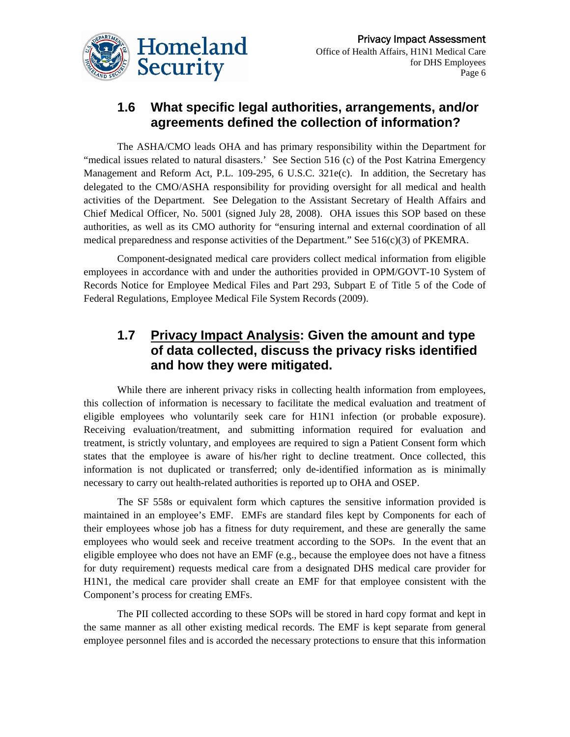## 1.6 What specific legal authorities, arrangements, and/or agreements defined the collection of information?

The ASHA/CMO leads OHA and has primary responsibility within the Department for "medical issues related to natural disasters.' See Section 516 (c) of the Post Katrina Emergency Management and Reform Act, P.L. 109-295, 6 U.S.C. 321e(c). In addition, the Secretary has delegated to the CMO/ASHA responsibility for providing oversight for all medical and health activities of the Department. See Delegation to the Assistant Secretary of Health Affairs and Chief Medical Officer, No. 5001 (signed July 28, 2008). OHA issues this SOP based on these authorities, as well as its CMO authority for "ensuring internal and external coordination of all medical preparedness and response activities of the Department." See 516(c)(3) of PKEMRA.

Component-designated medical care providers collect medical information from eligible employees in accordance with and under the authorities provided in OPM/GOVT-10 System of Records Notice for Employee Medical Files and Part 293, Subpart E of Title 5 of the Code of Federal Regulations, Employee Medical File System Records (2009).

## 1.7 Privacy Impact Analysis: Given the amount and type of data collected, discuss the privacy risks identified and how they were mitigated.

While there are inherent privacy risks in collecting health information from employees, this collection of information is necessary to facilitate the medical evaluation and treatment of eligible employees who voluntarily seek care for H1N1 infection (or probable exposure). Receiving evaluation/treatment, and submitting information required for evaluation and treatment, is strictly voluntary, and employees are required to sign a Patient Consent form which states that the employee is aware of his/her right to decline treatment. Once collected, this information is not duplicated or transferred; only de-identified information as is minimally necessary to carry out health-related authorities is reported up to OHA and OSEP.

The SF 558s or equivalent form which captures the sensitive information provided is maintained in an employee's EMF. EMFs are standard files kept by Components for each of their employees whose job has a fitness for duty requirement, and these are generally the same employees who would seek and receive treatment according to the SOPs. In the event that an eligible employee who does not have an EMF (e.g., because the employee does not have a fitness for duty requirement) requests medical care from a designated DHS medical care provider for H1N1, the medical care provider shall create an EMF for that employee consistent with the Component's process for creating EMFs.

The PII collected according to these SOPs will be stored in hard copy format and kept in the same manner as all other existing medical records. The EMF is kept separate from general employee personnel files and is accorded the necessary protections to ensure that this information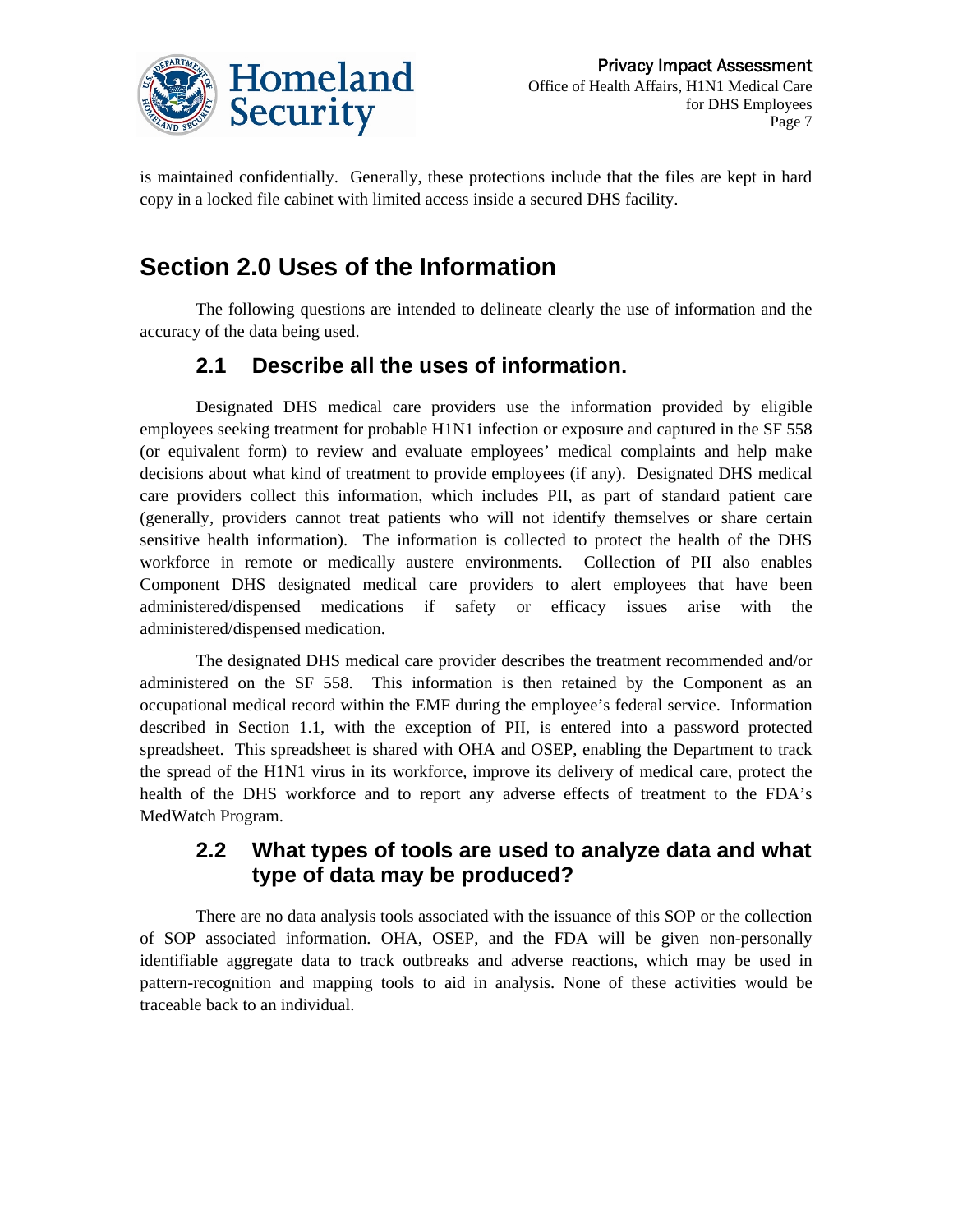is maintained confidentially. Generally, these protections include that the files are kept in hard copy in a locked file cabinet with limited access inside a secured DHS facility.

# Section 2.0 Uses of the Information

The following questions are intended to delineate clearly the use of information and the accuracy of the data being used.

## 2.1 Describe all the uses of information.

Designated DHS medical care providers use the information provided by eligible employees seeking treatment for probable H1N1 infection or exposure and captured in the SF 558 (or equivalent form) to review and evaluate employees' medical complaints and help make decisions about what kind of treatment to provide employees (if any). Designated DHS medical care providers collect this information, which includes PII, as part of standard patient care (generally, providers cannot treat patients who will not identify themselves or share certain sensitive health information). The information is collected to protect the health of the DHS workforce in remote or medically austere environments. Collection of PII also enables Component DHS designated medical care providers to alert employees that have been administered/dispensed medications if safety or efficacy issues arise with the administered/dispensed medication.

The designated DHS medical care provider describes the treatment recommended and/or administered on the SF 558. This information is then retained by the Component as an occupational medical record within the EMF during the employee's federal service. Information described in Section 1.1, with the exception of PII, is entered into a password protected spreadsheet. This spreadsheet is shared with OHA and OSEP, enabling the Department to track the spread of the H1N1 virus in its workforce, improve its delivery of medical care, protect the health of the DHS workforce and to report any adverse effects of treatment to the FDA's MedWatch Program.

## 2.2 What types of tools are used to analyze data and what type of data may be produced?

There are no data analysis tools associated with the issuance of this SOP or the collection of SOP associated information. OHA, OSEP, and the FDA will be given non-personally identifiable aggregate data to track outbreaks and adverse reactions, which may be used in pattern-recognition and mapping tools to aid in analysis. None of these activities would be traceable back to an individual.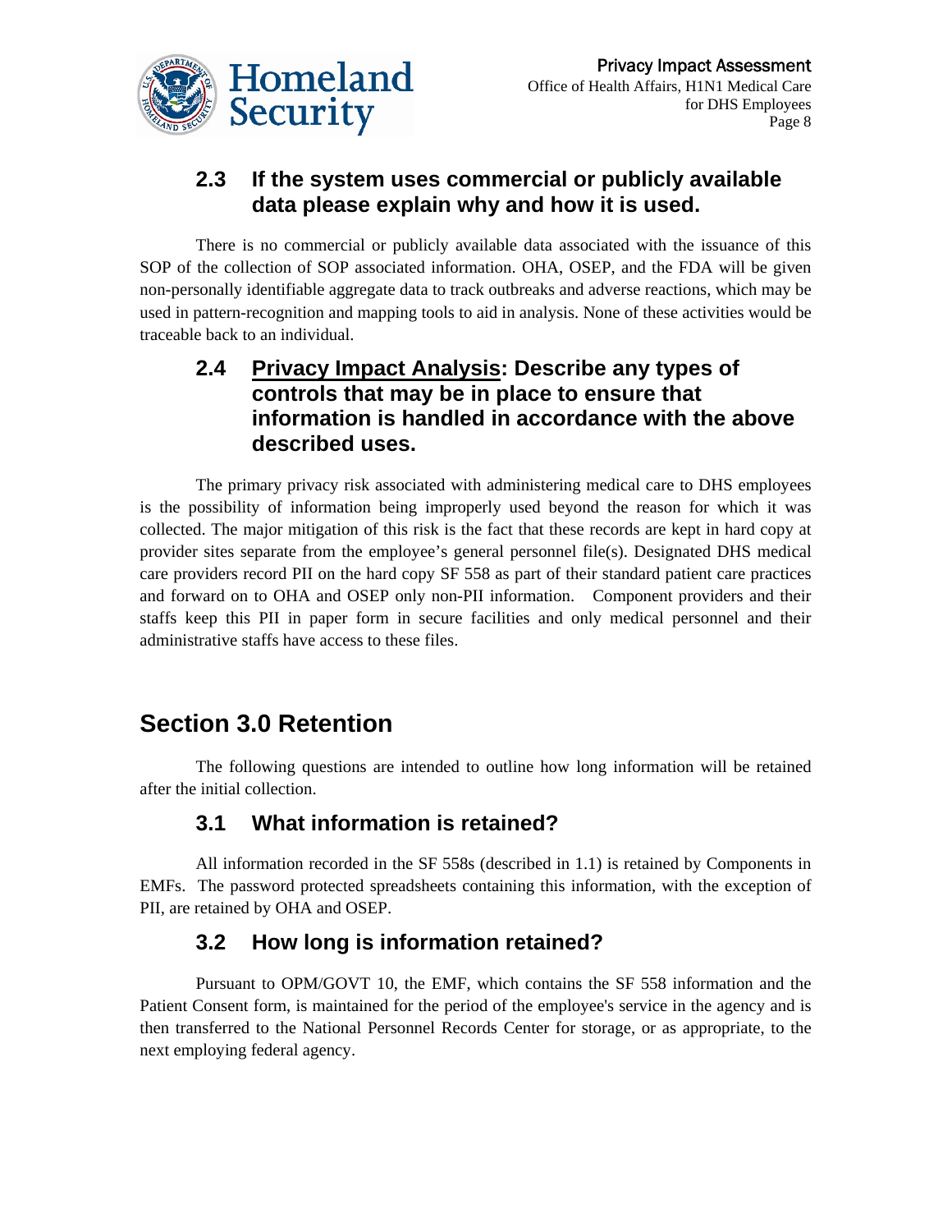### 2.3 If the system uses commercial or publicly available data please explain why and how it is used.

There is no commercial or publicly available data associated with the issuance of this SOP of the collection of SOP associated information. OHA, OSEP, and the FDA will be given non-personally identifiable aggregate data to track outbreaks and adverse reactions, which may be used in pattern-recognition and mapping tools to aid in analysis. None of these activities would be traceable back to an individual.

### 2.4 Privacy Impact Analysis: Describe any types of controls that may be in place to ensure that information is handled in accordance with the above described uses.

The primary privacy risk associated with administering medical care to DHS employees is the possibility of information being improperly used beyond the reason for which it was collected. The major mitigation of this risk is the fact that these records are kept in hard copy at provider sites separate from the employee's general personnel file(s). Designated DHS medical care providers record PII on the hard copy SF 558 as part of their standard patient care practices and forward on to OHA and OSEP only non-PII information. Component providers and their staffs keep this PII in paper form in secure facilities and only medical personnel and their administrative staffs have access to these files.

## Section 3.0 Retention

The following questions are intended to outline how long information will be retained after the initial collection.

### 3.1 What information is retained?

All information recorded in the SF 558s (described in 1.1) is retained by Components in EMFs. The password protected spreadsheets containing this information, with the exception of PII, are retained by OHA and OSEP.

### 3.2 How long is information retained?

Pursuant to OPM/GOVT 10, the EMF, which contains the SF 558 information and the Patient Consent form, is maintained for the period of the employee's service in the agency and is then transferred to the National Personnel Records Center for storage, or as appropriate, to the next employing federal agency.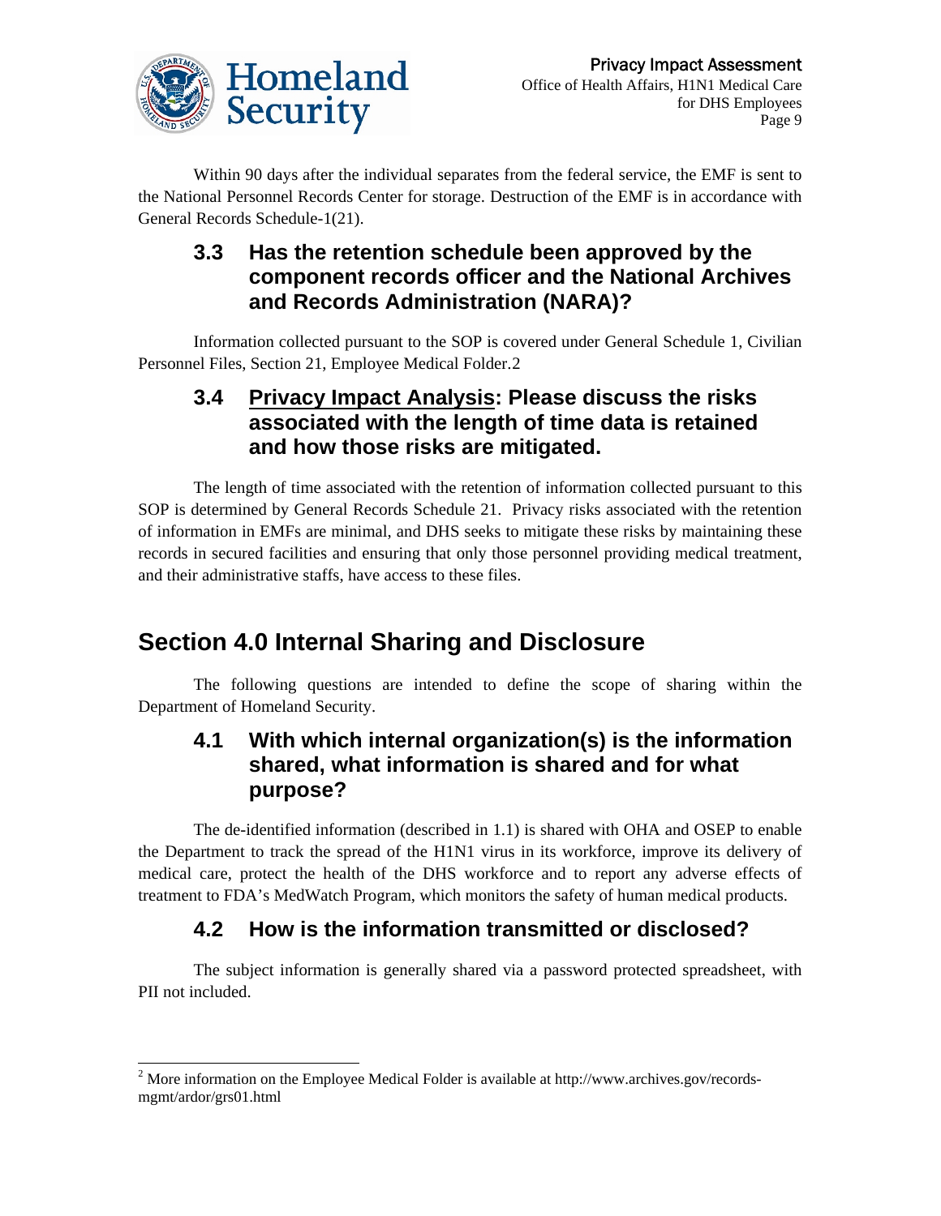Within 90 days after the individual separates from the federal service, the EMF is sent to the National Personnel Records Center for storage. Destruction of the EMF is in accordance with General Records Schedule-1(21).

### 3.3 Has the retention schedule been approved by the component records officer and the National Archives and Records Administration (NARA)?

Information collected pursuant to the SOP is covered under General Schedule 1, Civilian Personnel Files, Section 21, Employee Medical Folder.2

### 3.4 Privacy Impact Analysis: Please discuss the risks associated with the length of time data is retained and how those risks are mitigated.

The length of time associated with the retention of information collected pursuant to this SOP is determined by General Records Schedule 21. Privacy risks associated with the retention of information in EMFs are minimal, and DHS seeks to mitigate these risks by maintaining these records in secured facilities and ensuring that only those personnel providing medical treatment, and their administrative staffs, have access to these files.

## Section 4.0 Internal Sharing and Disclosure

The following questions are intended to define the scope of sharing within the Department of Homeland Security.

### 4.1 With which internal organization(s) is the information shared, what information is shared and for what purpose?

The de-identified information (described in 1.1) is shared with OHA and OSEP to enable the Department to track the spread of the H1N1 virus in its workforce, improve its delivery of medical care, protect the health of the DHS workforce and to report any adverse effects of treatment to FDA's MedWatch Program, which monitors the safety of human medical products.

### 4.2 How is the information transmitted or disclosed?

The subject information is generally shared via a password protected spreadsheet, with PII not included.

---

[2] More information on the Employee Medical Folder is available at http://www.archives.gov/records-mgmt/ardor/grs01.html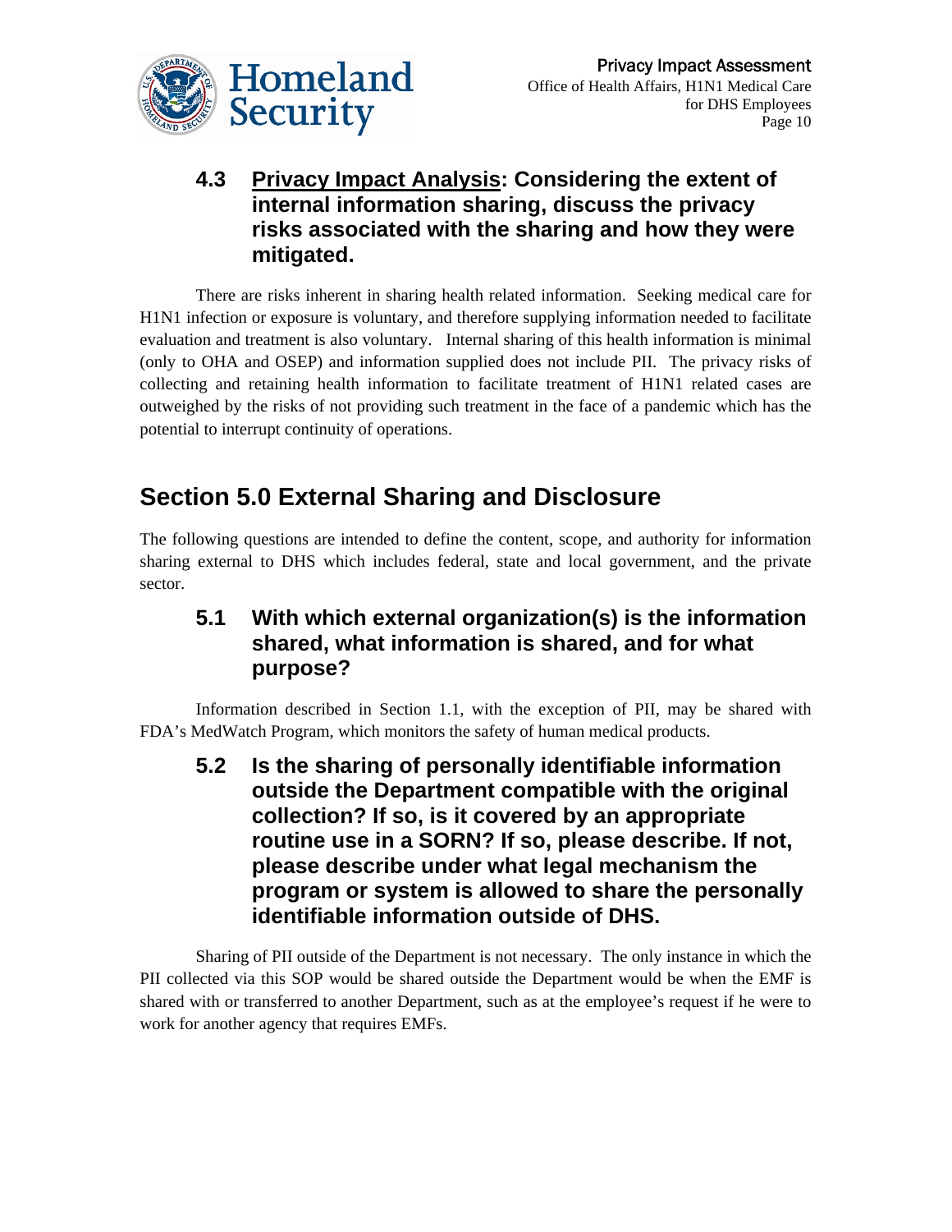### 4.3 Privacy Impact Analysis: Considering the extent of internal information sharing, discuss the privacy risks associated with the sharing and how they were mitigated.

There are risks inherent in sharing health related information. Seeking medical care for H1N1 infection or exposure is voluntary, and therefore supplying information needed to facilitate evaluation and treatment is also voluntary. Internal sharing of this health information is minimal (only to OHA and OSEP) and information supplied does not include PII. The privacy risks of collecting and retaining health information to facilitate treatment of H1N1 related cases are outweighed by the risks of not providing such treatment in the face of a pandemic which has the potential to interrupt continuity of operations.

## Section 5.0 External Sharing and Disclosure

The following questions are intended to define the content, scope, and authority for information sharing external to DHS which includes federal, state and local government, and the private sector.

### 5.1 With which external organization(s) is the information shared, what information is shared, and for what purpose?

Information described in Section 1.1, with the exception of PII, may be shared with FDA's MedWatch Program, which monitors the safety of human medical products.

### 5.2 Is the sharing of personally identifiable information outside the Department compatible with the original collection? If so, is it covered by an appropriate routine use in a SORN? If so, please describe. If not, please describe under what legal mechanism the program or system is allowed to share the personally identifiable information outside of DHS.

Sharing of PII outside of the Department is not necessary. The only instance in which the PII collected via this SOP would be shared outside the Department would be when the EMF is shared with or transferred to another Department, such as at the employee's request if he were to work for another agency that requires EMFs.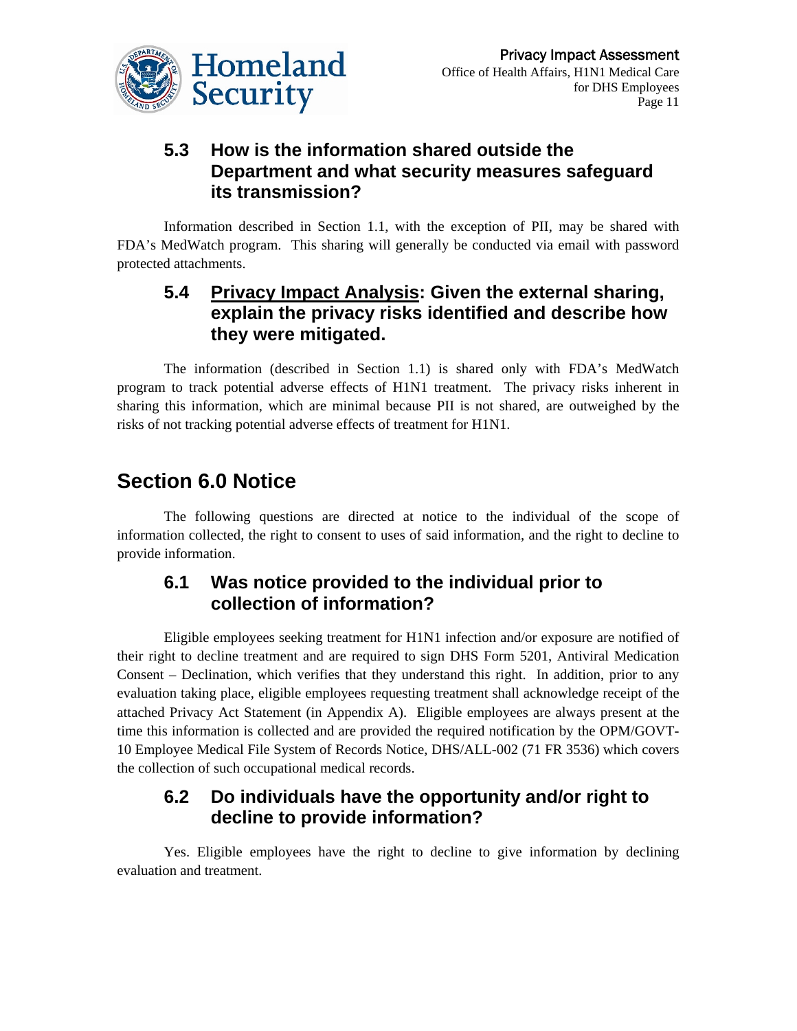### 5.3 How is the information shared outside the Department and what security measures safeguard its transmission?

Information described in Section 1.1, with the exception of PII, may be shared with FDA's MedWatch program. This sharing will generally be conducted via email with password protected attachments.

### 5.4 <u>Privacy Impact Analysis</u>: Given the external sharing, explain the privacy risks identified and describe how they were mitigated.

The information (described in Section 1.1) is shared only with FDA's MedWatch program to track potential adverse effects of H1N1 treatment. The privacy risks inherent in sharing this information, which are minimal because PII is not shared, are outweighed by the risks of not tracking potential adverse effects of treatment for H1N1.

## Section 6.0 Notice

The following questions are directed at notice to the individual of the scope of information collected, the right to consent to uses of said information, and the right to decline to provide information.

### 6.1 Was notice provided to the individual prior to collection of information?

Eligible employees seeking treatment for H1N1 infection and/or exposure are notified of their right to decline treatment and are required to sign DHS Form 5201, Antiviral Medication Consent – Declination, which verifies that they understand this right. In addition, prior to any evaluation taking place, eligible employees requesting treatment shall acknowledge receipt of the attached Privacy Act Statement (in Appendix A). Eligible employees are always present at the time this information is collected and are provided the required notification by the OPM/GOVT-10 Employee Medical File System of Records Notice, DHS/ALL-002 (71 FR 3536) which covers the collection of such occupational medical records.

### 6.2 Do individuals have the opportunity and/or right to decline to provide information?

Yes. Eligible employees have the right to decline to give information by declining evaluation and treatment.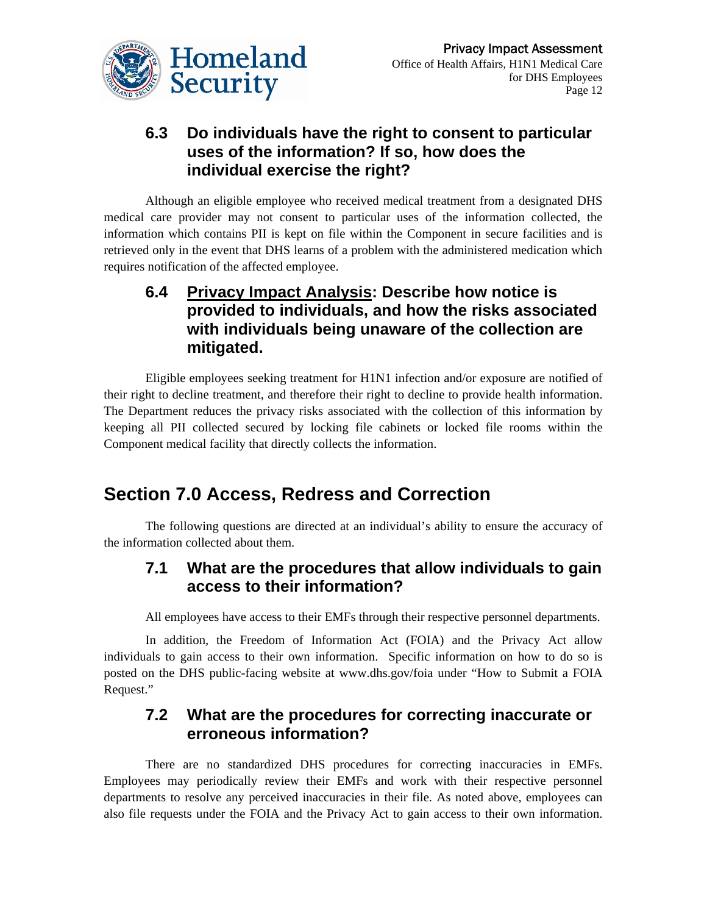### 6.3 Do individuals have the right to consent to particular uses of the information? If so, how does the individual exercise the right?

Although an eligible employee who received medical treatment from a designated DHS medical care provider may not consent to particular uses of the information collected, the information which contains PII is kept on file within the Component in secure facilities and is retrieved only in the event that DHS learns of a problem with the administered medication which requires notification of the affected employee.

### 6.4 Privacy Impact Analysis: Describe how notice is provided to individuals, and how the risks associated with individuals being unaware of the collection are mitigated.

Eligible employees seeking treatment for H1N1 infection and/or exposure are notified of their right to decline treatment, and therefore their right to decline to provide health information. The Department reduces the privacy risks associated with the collection of this information by keeping all PII collected secured by locking file cabinets or locked file rooms within the Component medical facility that directly collects the information.

## Section 7.0 Access, Redress and Correction

The following questions are directed at an individual's ability to ensure the accuracy of the information collected about them.

### 7.1 What are the procedures that allow individuals to gain access to their information?

All employees have access to their EMFs through their respective personnel departments.

In addition, the Freedom of Information Act (FOIA) and the Privacy Act allow individuals to gain access to their own information. Specific information on how to do so is posted on the DHS public-facing website at www.dhs.gov/foia under "How to Submit a FOIA Request."

### 7.2 What are the procedures for correcting inaccurate or erroneous information?

There are no standardized DHS procedures for correcting inaccuracies in EMFs. Employees may periodically review their EMFs and work with their respective personnel departments to resolve any perceived inaccuracies in their file. As noted above, employees can also file requests under the FOIA and the Privacy Act to gain access to their own information.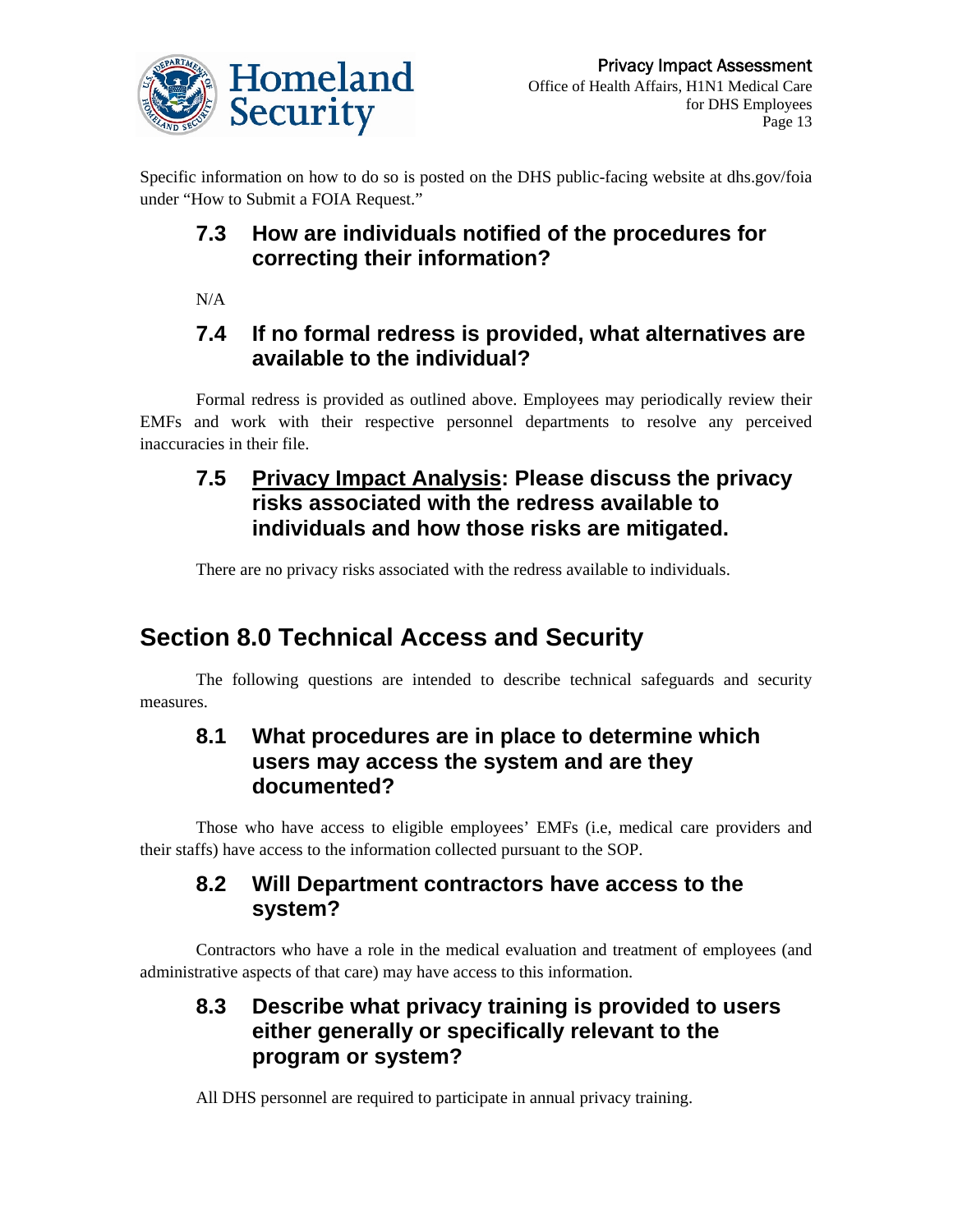Specific information on how to do so is posted on the DHS public-facing website at dhs.gov/foia under "How to Submit a FOIA Request."

### 7.3 How are individuals notified of the procedures for correcting their information?

N/A

### 7.4 If no formal redress is provided, what alternatives are available to the individual?

Formal redress is provided as outlined above. Employees may periodically review their EMFs and work with their respective personnel departments to resolve any perceived inaccuracies in their file.

### 7.5 Privacy Impact Analysis: Please discuss the privacy risks associated with the redress available to individuals and how those risks are mitigated.

There are no privacy risks associated with the redress available to individuals.

## Section 8.0 Technical Access and Security

The following questions are intended to describe technical safeguards and security measures.

### 8.1 What procedures are in place to determine which users may access the system and are they documented?

Those who have access to eligible employees' EMFs (i.e, medical care providers and their staffs) have access to the information collected pursuant to the SOP.

### 8.2 Will Department contractors have access to the system?

Contractors who have a role in the medical evaluation and treatment of employees (and administrative aspects of that care) may have access to this information.

### 8.3 Describe what privacy training is provided to users either generally or specifically relevant to the program or system?

All DHS personnel are required to participate in annual privacy training.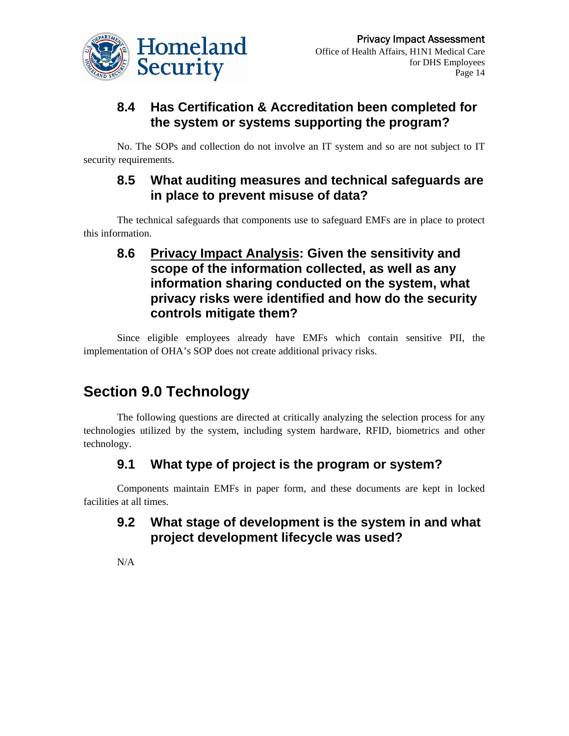### 8.4 Has Certification & Accreditation been completed for the system or systems supporting the program?

No. The SOPs and collection do not involve an IT system and so are not subject to IT security requirements.

### 8.5 What auditing measures and technical safeguards are in place to prevent misuse of data?

The technical safeguards that components use to safeguard EMFs are in place to protect this information.

### 8.6 <u>Privacy Impact Analysis</u>: Given the sensitivity and scope of the information collected, as well as any information sharing conducted on the system, what privacy risks were identified and how do the security controls mitigate them?

Since eligible employees already have EMFs which contain sensitive PII, the implementation of OHA's SOP does not create additional privacy risks.

## Section 9.0 Technology

The following questions are directed at critically analyzing the selection process for any technologies utilized by the system, including system hardware, RFID, biometrics and other technology.

### 9.1 What type of project is the program or system?

Components maintain EMFs in paper form, and these documents are kept in locked facilities at all times.

### 9.2 What stage of development is the system in and what project development lifecycle was used?

N/A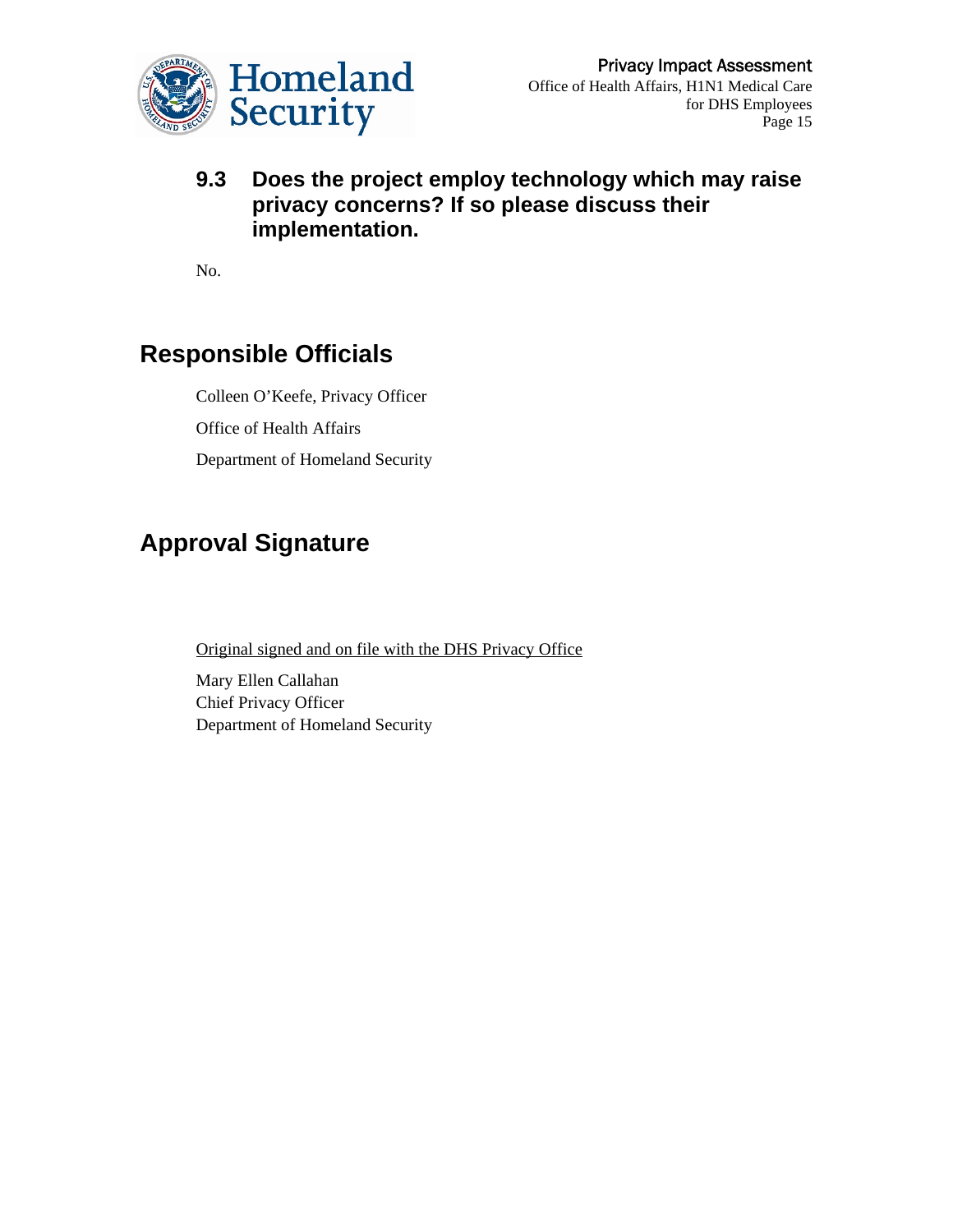### 9.3 Does the project employ technology which may raise privacy concerns? If so please discuss their implementation.

No.

## Responsible Officials

Colleen O'Keefe, Privacy Officer

Office of Health Affairs

Department of Homeland Security

## Approval Signature

Original signed and on file with the DHS Privacy Office

Mary Ellen Callahan
Chief Privacy Officer
Department of Homeland Security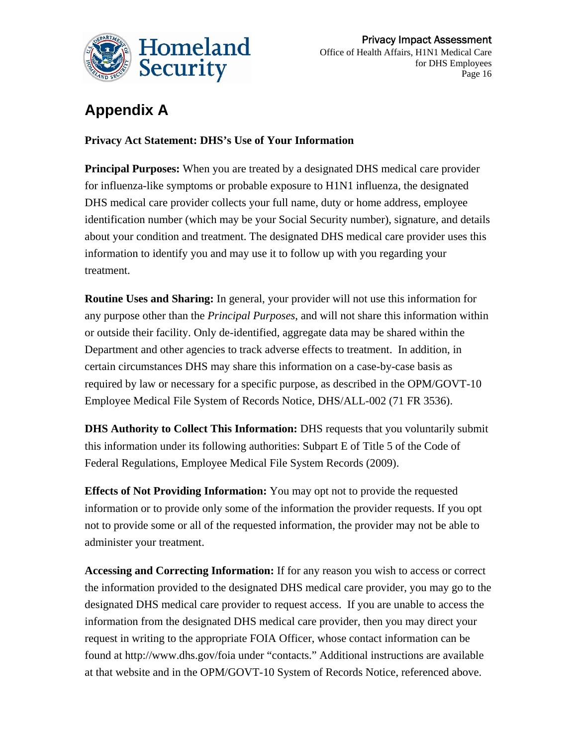# Appendix A

**Privacy Act Statement: DHS's Use of Your Information**

**Principal Purposes:** When you are treated by a designated DHS medical care provider for influenza-like symptoms or probable exposure to H1N1 influenza, the designated DHS medical care provider collects your full name, duty or home address, employee identification number (which may be your Social Security number), signature, and details about your condition and treatment. The designated DHS medical care provider uses this information to identify you and may use it to follow up with you regarding your treatment.

**Routine Uses and Sharing:** In general, your provider will not use this information for any purpose other than the *Principal Purposes*, and will not share this information within or outside their facility. Only de-identified, aggregate data may be shared within the Department and other agencies to track adverse effects to treatment. In addition, in certain circumstances DHS may share this information on a case-by-case basis as required by law or necessary for a specific purpose, as described in the OPM/GOVT-10 Employee Medical File System of Records Notice, DHS/ALL-002 (71 FR 3536).

**DHS Authority to Collect This Information:** DHS requests that you voluntarily submit this information under its following authorities: Subpart E of Title 5 of the Code of Federal Regulations, Employee Medical File System Records (2009).

**Effects of Not Providing Information:** You may opt not to provide the requested information or to provide only some of the information the provider requests. If you opt not to provide some or all of the requested information, the provider may not be able to administer your treatment.

**Accessing and Correcting Information:** If for any reason you wish to access or correct the information provided to the designated DHS medical care provider, you may go to the designated DHS medical care provider to request access. If you are unable to access the information from the designated DHS medical care provider, then you may direct your request in writing to the appropriate FOIA Officer, whose contact information can be found at http://www.dhs.gov/foia under "contacts." Additional instructions are available at that website and in the OPM/GOVT-10 System of Records Notice, referenced above.